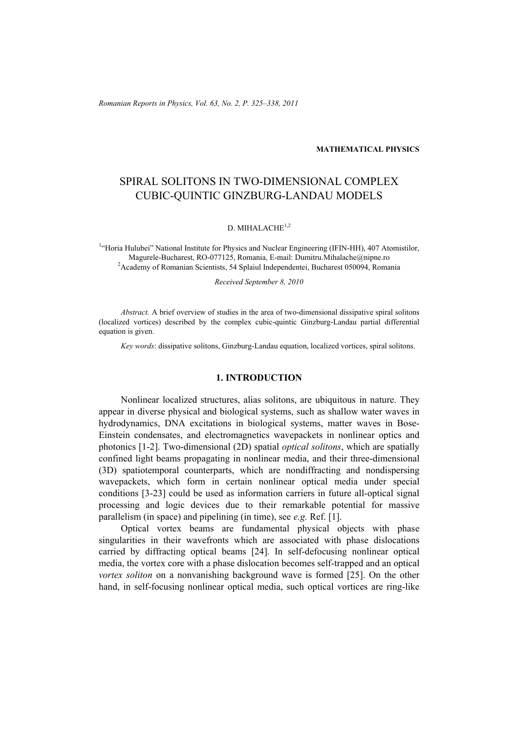MATHEMATICAL PHYSICS

# SPIRAL SOLITONS IN TWO-DIMENSIONAL COMPLEX CUBIC-QUINTIC GINZBURG-LANDAU MODELS

D. MIHALACHE[1,2]

[1]"Horia Hulubei" National Institute for Physics and Nuclear Engineering (IFIN-HH), 407 Atomistilor, Magurele-Bucharest, RO-077125, Romania, E-mail: Dumitru.Mihalache@nipne.ro
[2]Academy of Romanian Scientists, 54 Splaiul Independentei, Bucharest 050094, Romania

*Received September 8, 2010*

*Abstract.* A brief overview of studies in the area of two-dimensional dissipative spiral solitons (localized vortices) described by the complex cubic-quintic Ginzburg-Landau partial differential equation is given.

*Key words*: dissipative solitons, Ginzburg-Landau equation, localized vortices, spiral solitons.

## 1. INTRODUCTION

Nonlinear localized structures, alias solitons, are ubiquitous in nature. They appear in diverse physical and biological systems, such as shallow water waves in hydrodynamics, DNA excitations in biological systems, matter waves in Bose-Einstein condensates, and electromagnetics wavepackets in nonlinear optics and photonics [1-2]. Two-dimensional (2D) spatial *optical solitons*, which are spatially confined light beams propagating in nonlinear media, and their three-dimensional (3D) spatiotemporal counterparts, which are nondiffracting and nondispersing wavepackets, which form in certain nonlinear optical media under special conditions [3-23] could be used as information carriers in future all-optical signal processing and logic devices due to their remarkable potential for massive parallelism (in space) and pipelining (in time), see *e.g.* Ref. [1].

Optical vortex beams are fundamental physical objects with phase singularities in their wavefronts which are associated with phase dislocations carried by diffracting optical beams [24]. In self-defocusing nonlinear optical media, the vortex core with a phase dislocation becomes self-trapped and an optical *vortex soliton* on a nonvanishing background wave is formed [25]. On the other hand, in self-focusing nonlinear optical media, such optical vortices are ring-like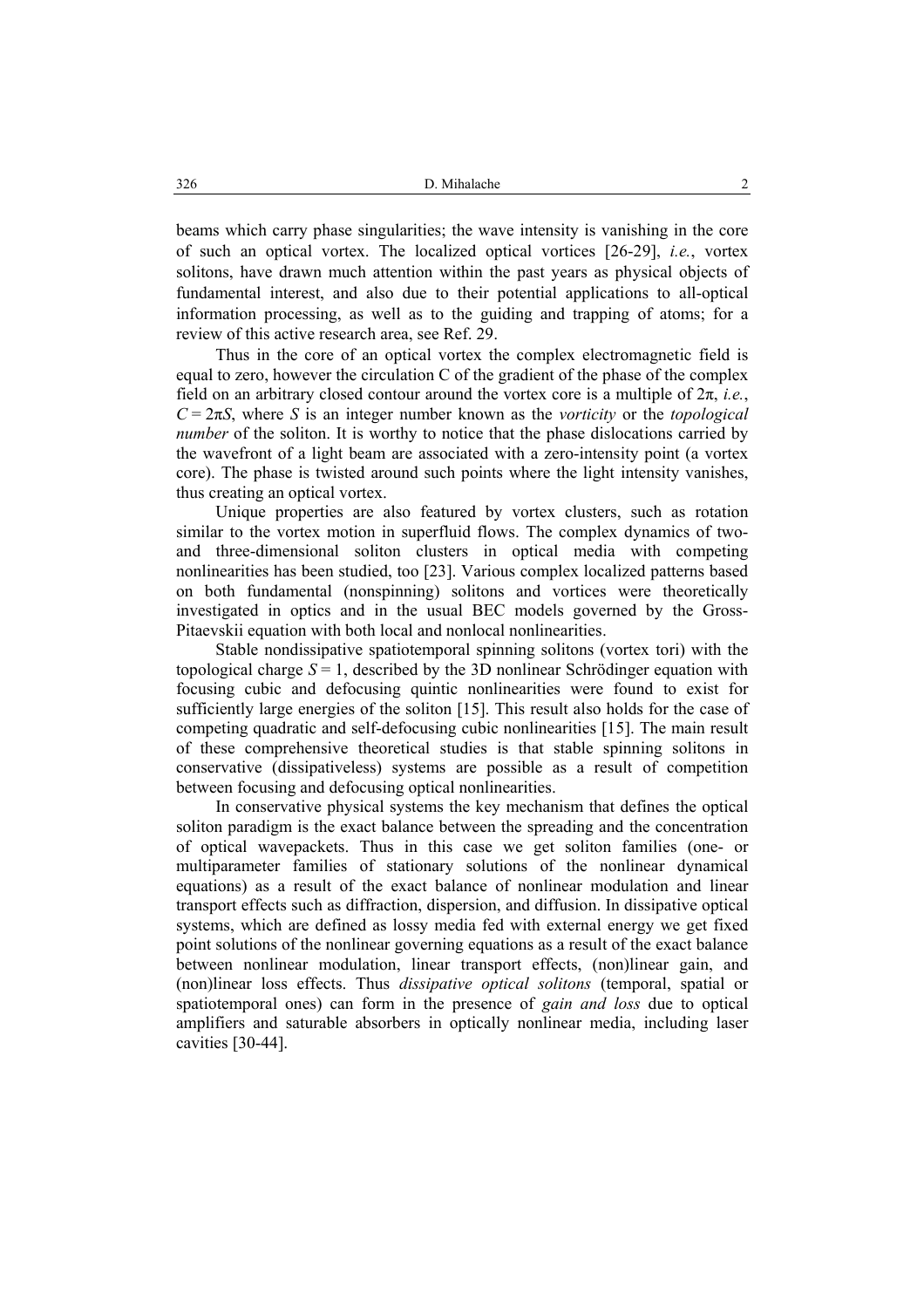beams which carry phase singularities; the wave intensity is vanishing in the core of such an optical vortex. The localized optical vortices [26-29], *i.e.*, vortex solitons, have drawn much attention within the past years as physical objects of fundamental interest, and also due to their potential applications to all-optical information processing, as well as to the guiding and trapping of atoms; for a review of this active research area, see Ref. 29.

Thus in the core of an optical vortex the complex electromagnetic field is equal to zero, however the circulation C of the gradient of the phase of the complex field on an arbitrary closed contour around the vortex core is a multiple of $2\pi$, *i.e.*, $C = 2\pi S$, where $S$ is an integer number known as the *vorticity* or the *topological number* of the soliton. It is worthy to notice that the phase dislocations carried by the wavefront of a light beam are associated with a zero-intensity point (a vortex core). The phase is twisted around such points where the light intensity vanishes, thus creating an optical vortex.

Unique properties are also featured by vortex clusters, such as rotation similar to the vortex motion in superfluid flows. The complex dynamics of two- and three-dimensional soliton clusters in optical media with competing nonlinearities has been studied, too [23]. Various complex localized patterns based on both fundamental (nonspinning) solitons and vortices were theoretically investigated in optics and in the usual BEC models governed by the Gross-Pitaevskii equation with both local and nonlocal nonlinearities.

Stable nondissipative spatiotemporal spinning solitons (vortex tori) with the topological charge $S = 1$, described by the 3D nonlinear Schrödinger equation with focusing cubic and defocusing quintic nonlinearities were found to exist for sufficiently large energies of the soliton [15]. This result also holds for the case of competing quadratic and self-defocusing cubic nonlinearities [15]. The main result of these comprehensive theoretical studies is that stable spinning solitons in conservative (dissipativeless) systems are possible as a result of competition between focusing and defocusing optical nonlinearities.

In conservative physical systems the key mechanism that defines the optical soliton paradigm is the exact balance between the spreading and the concentration of optical wavepackets. Thus in this case we get soliton families (one- or multiparameter families of stationary solutions of the nonlinear dynamical equations) as a result of the exact balance of nonlinear modulation and linear transport effects such as diffraction, dispersion, and diffusion. In dissipative optical systems, which are defined as lossy media fed with external energy we get fixed point solutions of the nonlinear governing equations as a result of the exact balance between nonlinear modulation, linear transport effects, (non)linear gain, and (non)linear loss effects. Thus *dissipative optical solitons* (temporal, spatial or spatiotemporal ones) can form in the presence of *gain and loss* due to optical amplifiers and saturable absorbers in optically nonlinear media, including laser cavities [30-44].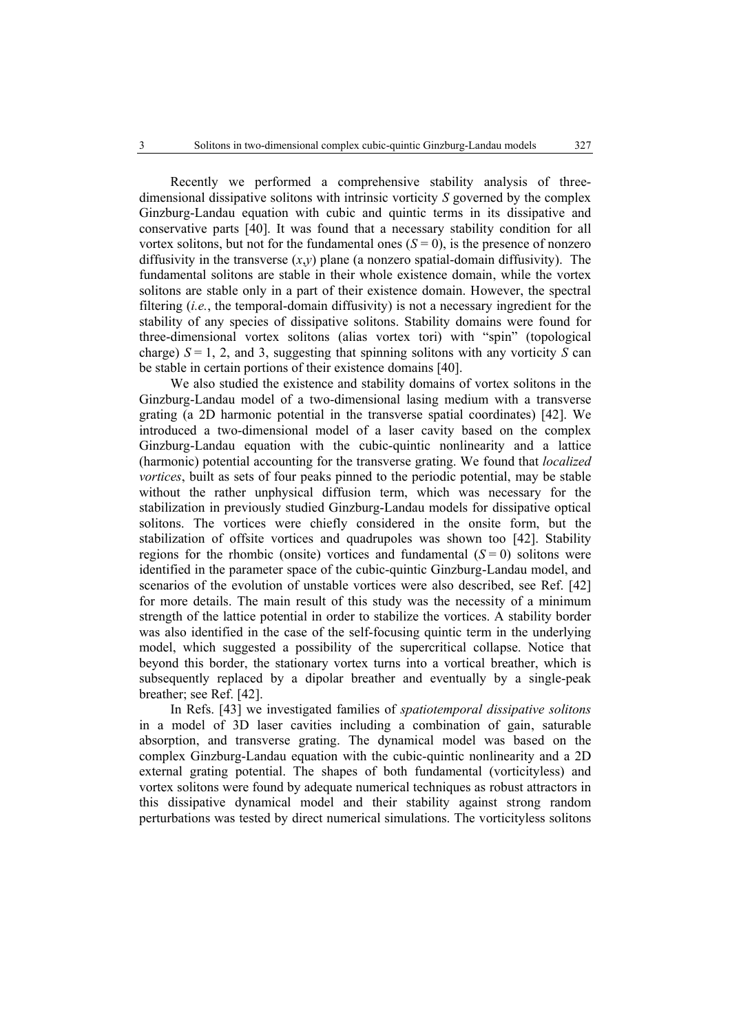Recently we performed a comprehensive stability analysis of three-dimensional dissipative solitons with intrinsic vorticity $S$ governed by the complex Ginzburg-Landau equation with cubic and quintic terms in its dissipative and conservative parts [40]. It was found that a necessary stability condition for all vortex solitons, but not for the fundamental ones ($S = 0$), is the presence of nonzero diffusivity in the transverse ($x$,$y$) plane (a nonzero spatial-domain diffusivity). The fundamental solitons are stable in their whole existence domain, while the vortex solitons are stable only in a part of their existence domain. However, the spectral filtering (*i.e.*, the temporal-domain diffusivity) is not a necessary ingredient for the stability of any species of dissipative solitons. Stability domains were found for three-dimensional vortex solitons (alias vortex tori) with "spin" (topological charge) $S = 1$, 2, and 3, suggesting that spinning solitons with any vorticity $S$ can be stable in certain portions of their existence domains [40].

We also studied the existence and stability domains of vortex solitons in the Ginzburg-Landau model of a two-dimensional lasing medium with a transverse grating (a 2D harmonic potential in the transverse spatial coordinates) [42]. We introduced a two-dimensional model of a laser cavity based on the complex Ginzburg-Landau equation with the cubic-quintic nonlinearity and a lattice (harmonic) potential accounting for the transverse grating. We found that *localized vortices*, built as sets of four peaks pinned to the periodic potential, may be stable without the rather unphysical diffusion term, which was necessary for the stabilization in previously studied Ginzburg-Landau models for dissipative optical solitons. The vortices were chiefly considered in the onsite form, but the stabilization of offsite vortices and quadrupoles was shown too [42]. Stability regions for the rhombic (onsite) vortices and fundamental ($S = 0$) solitons were identified in the parameter space of the cubic-quintic Ginzburg-Landau model, and scenarios of the evolution of unstable vortices were also described, see Ref. [42] for more details. The main result of this study was the necessity of a minimum strength of the lattice potential in order to stabilize the vortices. A stability border was also identified in the case of the self-focusing quintic term in the underlying model, which suggested a possibility of the supercritical collapse. Notice that beyond this border, the stationary vortex turns into a vortical breather, which is subsequently replaced by a dipolar breather and eventually by a single-peak breather; see Ref. [42].

In Refs. [43] we investigated families of *spatiotemporal dissipative solitons* in a model of 3D laser cavities including a combination of gain, saturable absorption, and transverse grating. The dynamical model was based on the complex Ginzburg-Landau equation with the cubic-quintic nonlinearity and a 2D external grating potential. The shapes of both fundamental (vorticityless) and vortex solitons were found by adequate numerical techniques as robust attractors in this dissipative dynamical model and their stability against strong random perturbations was tested by direct numerical simulations. The vorticityless solitons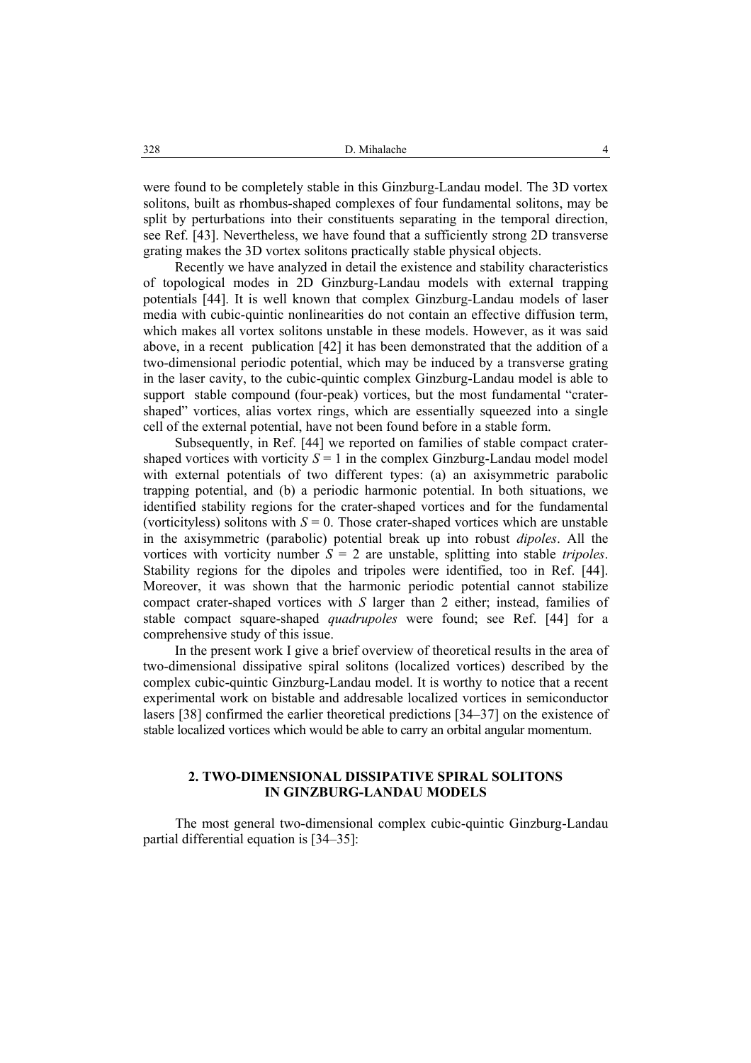were found to be completely stable in this Ginzburg-Landau model. The 3D vortex solitons, built as rhombus-shaped complexes of four fundamental solitons, may be split by perturbations into their constituents separating in the temporal direction, see Ref. [43]. Nevertheless, we have found that a sufficiently strong 2D transverse grating makes the 3D vortex solitons practically stable physical objects.

Recently we have analyzed in detail the existence and stability characteristics of topological modes in 2D Ginzburg-Landau models with external trapping potentials [44]. It is well known that complex Ginzburg-Landau models of laser media with cubic-quintic nonlinearities do not contain an effective diffusion term, which makes all vortex solitons unstable in these models. However, as it was said above, in a recent publication [42] it has been demonstrated that the addition of a two-dimensional periodic potential, which may be induced by a transverse grating in the laser cavity, to the cubic-quintic complex Ginzburg-Landau model is able to support stable compound (four-peak) vortices, but the most fundamental "crater-shaped" vortices, alias vortex rings, which are essentially squeezed into a single cell of the external potential, have not been found before in a stable form.

Subsequently, in Ref. [44] we reported on families of stable compact crater-shaped vortices with vorticity $S = 1$ in the complex Ginzburg-Landau model model with external potentials of two different types: (a) an axisymmetric parabolic trapping potential, and (b) a periodic harmonic potential. In both situations, we identified stability regions for the crater-shaped vortices and for the fundamental (vorticityless) solitons with $S = 0$. Those crater-shaped vortices which are unstable in the axisymmetric (parabolic) potential break up into robust *dipoles*. All the vortices with vorticity number $S = 2$ are unstable, splitting into stable *tripoles*. Stability regions for the dipoles and tripoles were identified, too in Ref. [44]. Moreover, it was shown that the harmonic periodic potential cannot stabilize compact crater-shaped vortices with $S$ larger than 2 either; instead, families of stable compact square-shaped *quadrupoles* were found; see Ref. [44] for a comprehensive study of this issue.

In the present work I give a brief overview of theoretical results in the area of two-dimensional dissipative spiral solitons (localized vortices) described by the complex cubic-quintic Ginzburg-Landau model. It is worthy to notice that a recent experimental work on bistable and addresable localized vortices in semiconductor lasers [38] confirmed the earlier theoretical predictions [34–37] on the existence of stable localized vortices which would be able to carry an orbital angular momentum.

## 2. TWO-DIMENSIONAL DISSIPATIVE SPIRAL SOLITONS IN GINZBURG-LANDAU MODELS

The most general two-dimensional complex cubic-quintic Ginzburg-Landau partial differential equation is [34–35]: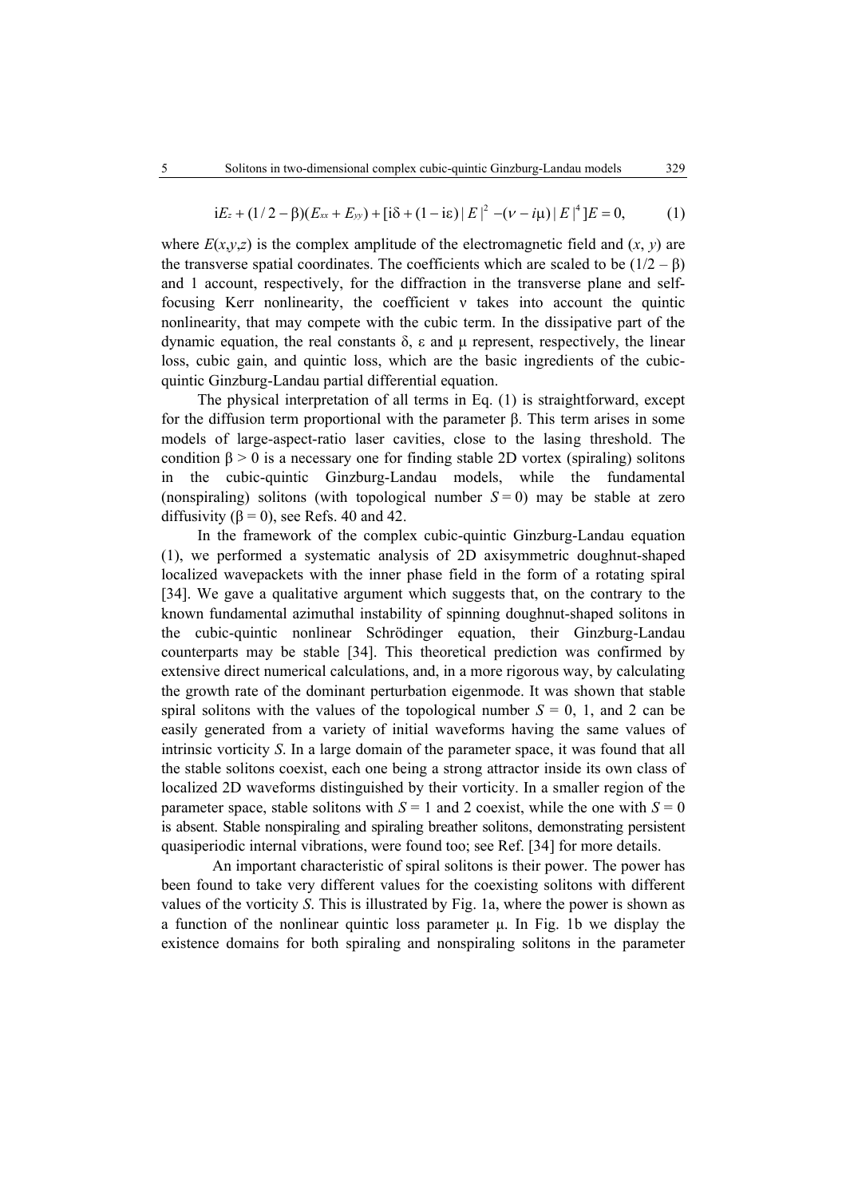$$\mathrm{i}E_z + (1/2-\beta)(E_{xx}+E_{yy}) + [\mathrm{i}\delta + (1-\mathrm{i}\varepsilon)|E|^2 - (\nu - i\mu)|E|^4]E = 0, \qquad (1)$$

where $E(x,y,z)$ is the complex amplitude of the electromagnetic field and $(x, y)$ are the transverse spatial coordinates. The coefficients which are scaled to be $(1/2 - \beta)$ and 1 account, respectively, for the diffraction in the transverse plane and self-focusing Kerr nonlinearity, the coefficient $\nu$ takes into account the quintic nonlinearity, that may compete with the cubic term. In the dissipative part of the dynamic equation, the real constants $\delta$, $\varepsilon$ and $\mu$ represent, respectively, the linear loss, cubic gain, and quintic loss, which are the basic ingredients of the cubic-quintic Ginzburg-Landau partial differential equation.

The physical interpretation of all terms in Eq. (1) is straightforward, except for the diffusion term proportional with the parameter $\beta$. This term arises in some models of large-aspect-ratio laser cavities, close to the lasing threshold. The condition $\beta > 0$ is a necessary one for finding stable 2D vortex (spiraling) solitons in the cubic-quintic Ginzburg-Landau models, while the fundamental (nonspiraling) solitons (with topological number $S = 0$) may be stable at zero diffusivity ($\beta = 0$), see Refs. 40 and 42.

In the framework of the complex cubic-quintic Ginzburg-Landau equation (1), we performed a systematic analysis of 2D axisymmetric doughnut-shaped localized wavepackets with the inner phase field in the form of a rotating spiral [34]. We gave a qualitative argument which suggests that, on the contrary to the known fundamental azimuthal instability of spinning doughnut-shaped solitons in the cubic-quintic nonlinear Schrödinger equation, their Ginzburg-Landau counterparts may be stable [34]. This theoretical prediction was confirmed by extensive direct numerical calculations, and, in a more rigorous way, by calculating the growth rate of the dominant perturbation eigenmode. It was shown that stable spiral solitons with the values of the topological number $S = 0$, 1, and 2 can be easily generated from a variety of initial waveforms having the same values of intrinsic vorticity $S$. In a large domain of the parameter space, it was found that all the stable solitons coexist, each one being a strong attractor inside its own class of localized 2D waveforms distinguished by their vorticity. In a smaller region of the parameter space, stable solitons with $S = 1$ and 2 coexist, while the one with $S = 0$ is absent. Stable nonspiraling and spiraling breather solitons, demonstrating persistent quasiperiodic internal vibrations, were found too; see Ref. [34] for more details.

An important characteristic of spiral solitons is their power. The power has been found to take very different values for the coexisting solitons with different values of the vorticity $S$. This is illustrated by Fig. 1a, where the power is shown as a function of the nonlinear quintic loss parameter $\mu$. In Fig. 1b we display the existence domains for both spiraling and nonspiraling solitons in the parameter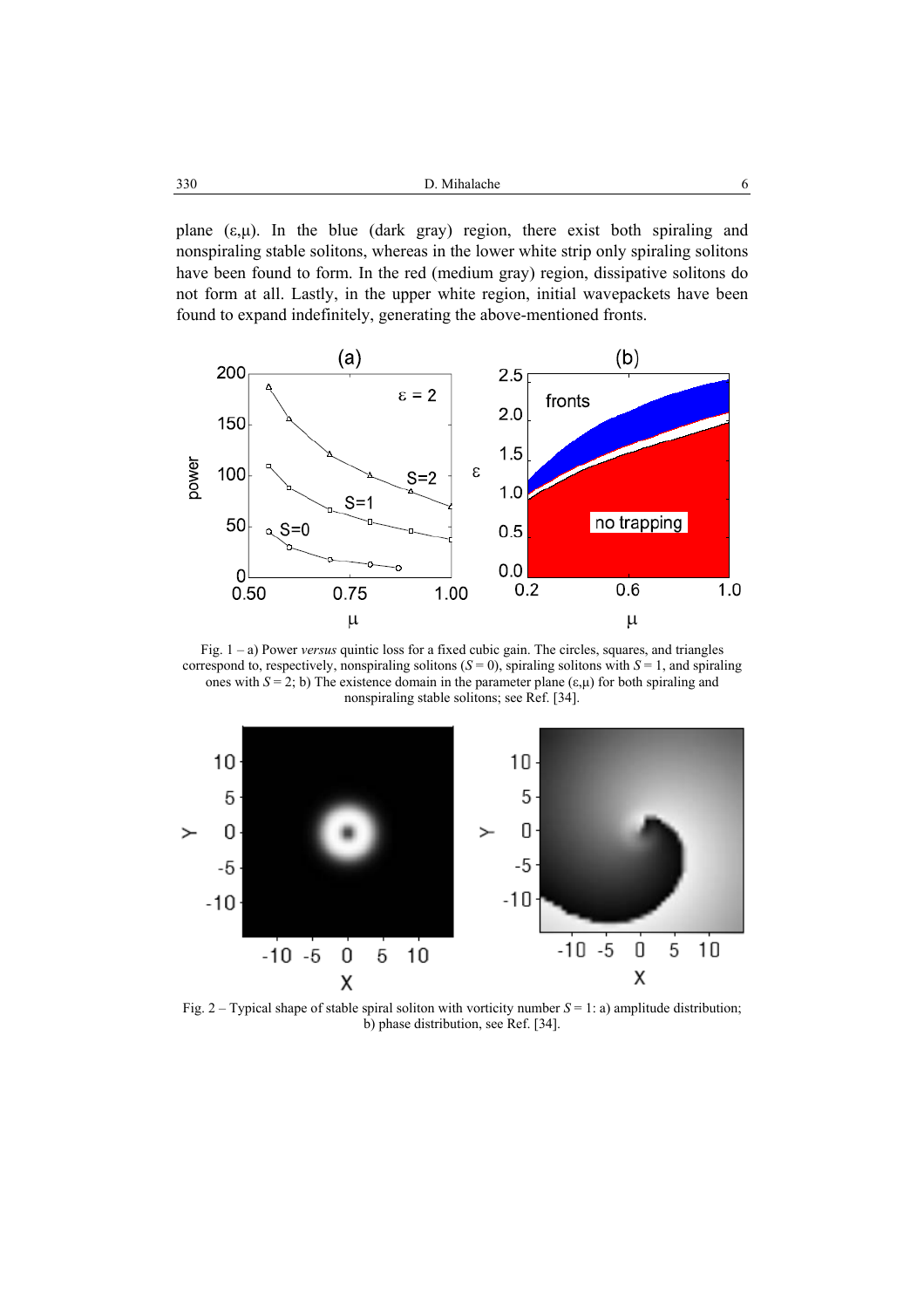plane (ε,μ). In the blue (dark gray) region, there exist both spiraling and nonspiraling stable solitons, whereas in the lower white strip only spiraling solitons have been found to form. In the red (medium gray) region, dissipative solitons do not form at all. Lastly, in the upper white region, initial wavepackets have been found to expand indefinitely, generating the above-mentioned fronts.

Fig. 1 – a) Power *versus* quintic loss for a fixed cubic gain. The circles, squares, and triangles correspond to, respectively, nonspiraling solitons ($S = 0$), spiraling solitons with $S = 1$, and spiraling ones with $S = 2$; b) The existence domain in the parameter plane (ε,μ) for both spiraling and nonspiraling stable solitons; see Ref. [34].

Fig. 2 – Typical shape of stable spiral soliton with vorticity number $S = 1$: a) amplitude distribution; b) phase distribution, see Ref. [34].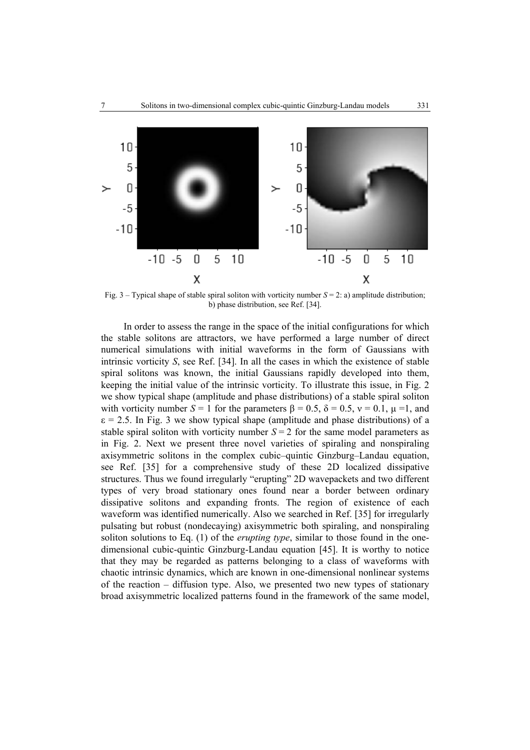Fig. 3 – Typical shape of stable spiral soliton with vorticity number $S = 2$: a) amplitude distribution; b) phase distribution, see Ref. [34].

In order to assess the range in the space of the initial configurations for which the stable solitons are attractors, we have performed a large number of direct numerical simulations with initial waveforms in the form of Gaussians with intrinsic vorticity $S$, see Ref. [34]. In all the cases in which the existence of stable spiral solitons was known, the initial Gaussians rapidly developed into them, keeping the initial value of the intrinsic vorticity. To illustrate this issue, in Fig. 2 we show typical shape (amplitude and phase distributions) of a stable spiral soliton with vorticity number $S = 1$ for the parameters $\beta = 0.5$, $\delta = 0.5$, $\nu = 0.1$, $\mu = 1$, and $\varepsilon = 2.5$. In Fig. 3 we show typical shape (amplitude and phase distributions) of a stable spiral soliton with vorticity number $S = 2$ for the same model parameters as in Fig. 2. Next we present three novel varieties of spiraling and nonspiraling axisymmetric solitons in the complex cubic–quintic Ginzburg–Landau equation, see Ref. [35] for a comprehensive study of these 2D localized dissipative structures. Thus we found irregularly "erupting" 2D wavepackets and two different types of very broad stationary ones found near a border between ordinary dissipative solitons and expanding fronts. The region of existence of each waveform was identified numerically. Also we searched in Ref. [35] for irregularly pulsating but robust (nondecaying) axisymmetric both spiraling, and nonspiraling soliton solutions to Eq. (1) of the *erupting type*, similar to those found in the one-dimensional cubic-quintic Ginzburg-Landau equation [45]. It is worthy to notice that they may be regarded as patterns belonging to a class of waveforms with chaotic intrinsic dynamics, which are known in one-dimensional nonlinear systems of the reaction – diffusion type. Also, we presented two new types of stationary broad axisymmetric localized patterns found in the framework of the same model,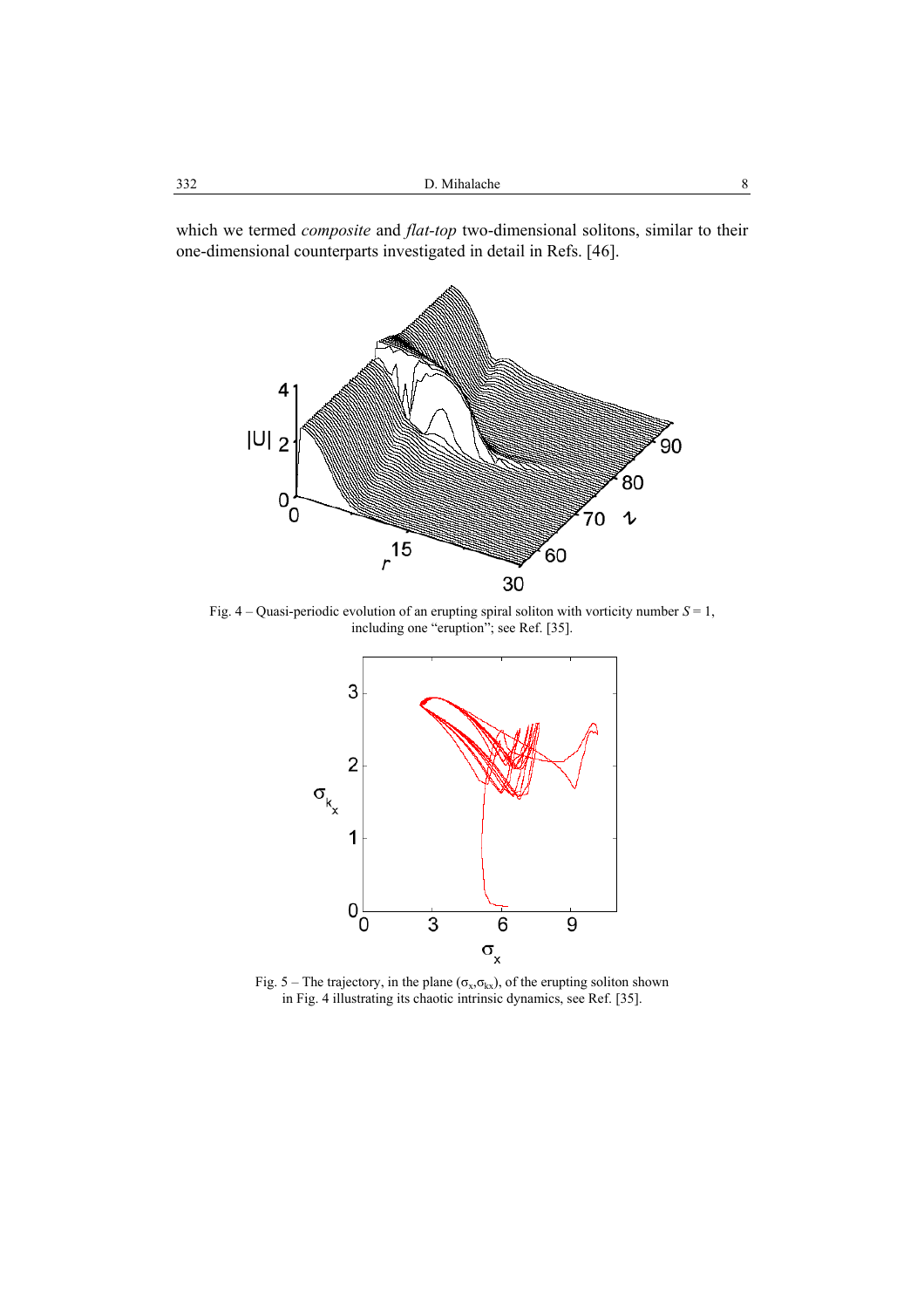which we termed *composite* and *flat-top* two-dimensional solitons, similar to their one-dimensional counterparts investigated in detail in Refs. [46].

Fig. 4 – Quasi-periodic evolution of an erupting spiral soliton with vorticity number $S = 1$, including one "eruption"; see Ref. [35].

Fig. 5 – The trajectory, in the plane $(\sigma_x, \sigma_{kx})$, of the erupting soliton shown in Fig. 4 illustrating its chaotic intrinsic dynamics, see Ref. [35].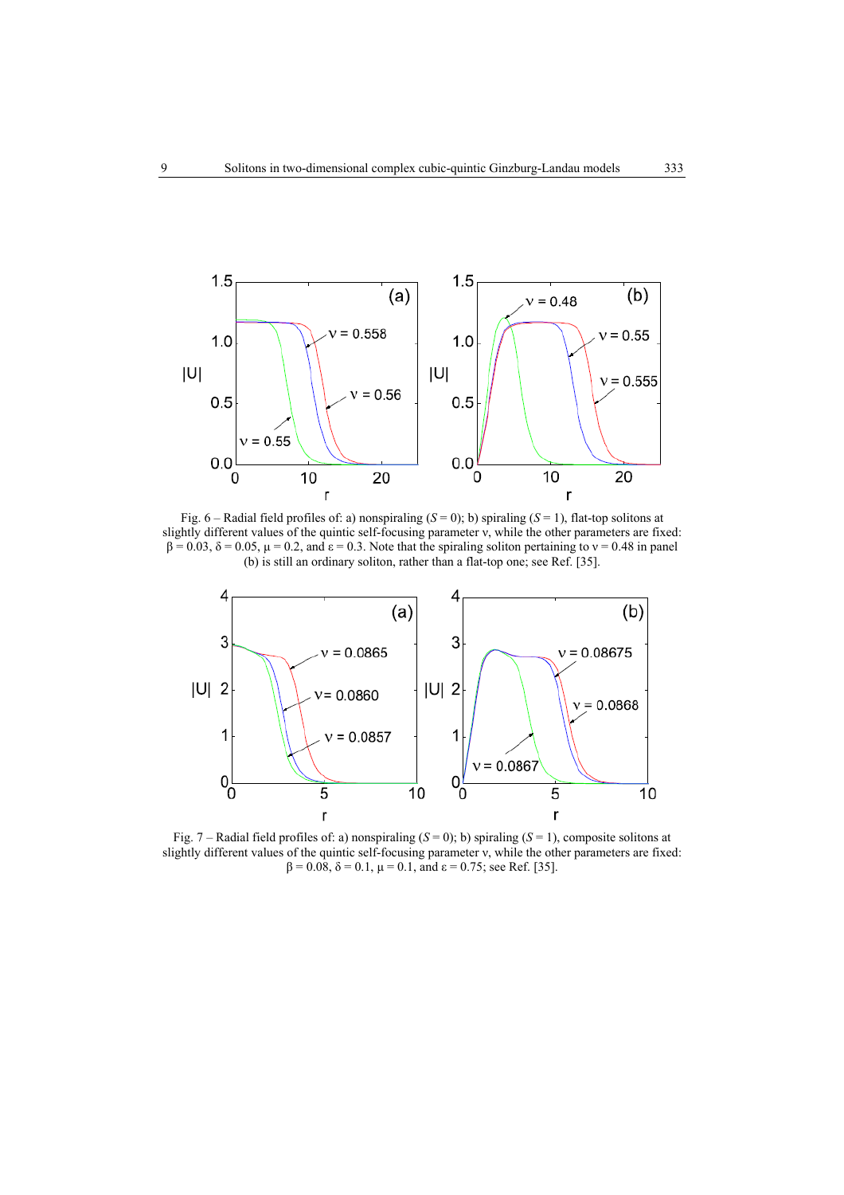Fig. 6 – Radial field profiles of: a) nonspiraling ($S = 0$); b) spiraling ($S = 1$), flat-top solitons at slightly different values of the quintic self-focusing parameter ν, while the other parameters are fixed: $\beta = 0.03$, $\delta = 0.05$, $\mu = 0.2$, and $\varepsilon = 0.3$. Note that the spiraling soliton pertaining to $\nu = 0.48$ in panel (b) is still an ordinary soliton, rather than a flat-top one; see Ref. [35].

Fig. 7 – Radial field profiles of: a) nonspiraling ($S = 0$); b) spiraling ($S = 1$), composite solitons at slightly different values of the quintic self-focusing parameter ν, while the other parameters are fixed: $\beta = 0.08$, $\delta = 0.1$, $\mu = 0.1$, and $\varepsilon = 0.75$; see Ref. [35].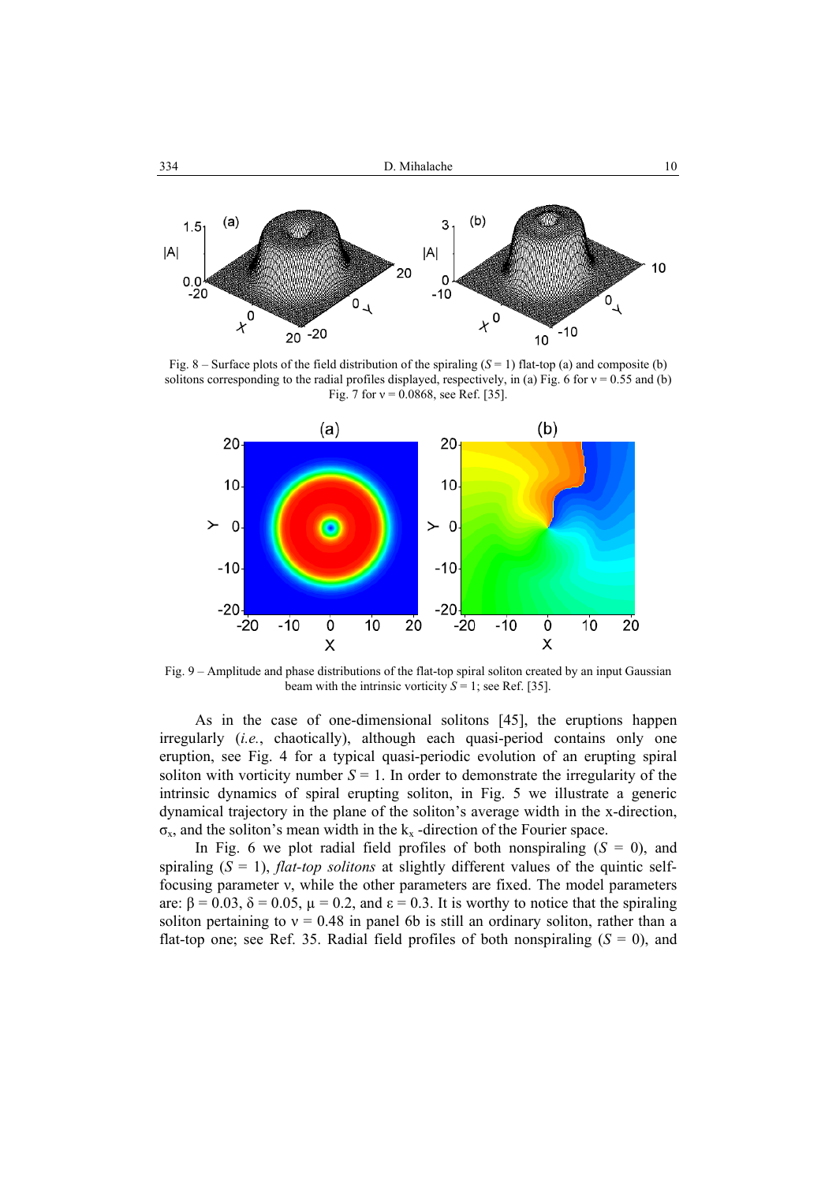Fig. 8 – Surface plots of the field distribution of the spiraling ($S = 1$) flat-top (a) and composite (b) solitons corresponding to the radial profiles displayed, respectively, in (a) Fig. 6 for $\nu = 0.55$ and (b) Fig. 7 for $\nu = 0.0868$, see Ref. [35].

Fig. 9 – Amplitude and phase distributions of the flat-top spiral soliton created by an input Gaussian beam with the intrinsic vorticity $S = 1$; see Ref. [35].

As in the case of one-dimensional solitons [45], the eruptions happen irregularly (*i.e.*, chaotically), although each quasi-period contains only one eruption, see Fig. 4 for a typical quasi-periodic evolution of an erupting spiral soliton with vorticity number $S = 1$. In order to demonstrate the irregularity of the intrinsic dynamics of spiral erupting soliton, in Fig. 5 we illustrate a generic dynamical trajectory in the plane of the soliton's average width in the x-direction, $\sigma_x$, and the soliton's mean width in the $k_x$ -direction of the Fourier space.

In Fig. 6 we plot radial field profiles of both nonspiraling ($S = 0$), and spiraling ($S = 1$), *flat-top solitons* at slightly different values of the quintic self-focusing parameter $\nu$, while the other parameters are fixed. The model parameters are: $\beta = 0.03$, $\delta = 0.05$, $\mu = 0.2$, and $\varepsilon = 0.3$. It is worthy to notice that the spiraling soliton pertaining to $\nu = 0.48$ in panel 6b is still an ordinary soliton, rather than a flat-top one; see Ref. 35. Radial field profiles of both nonspiraling ($S = 0$), and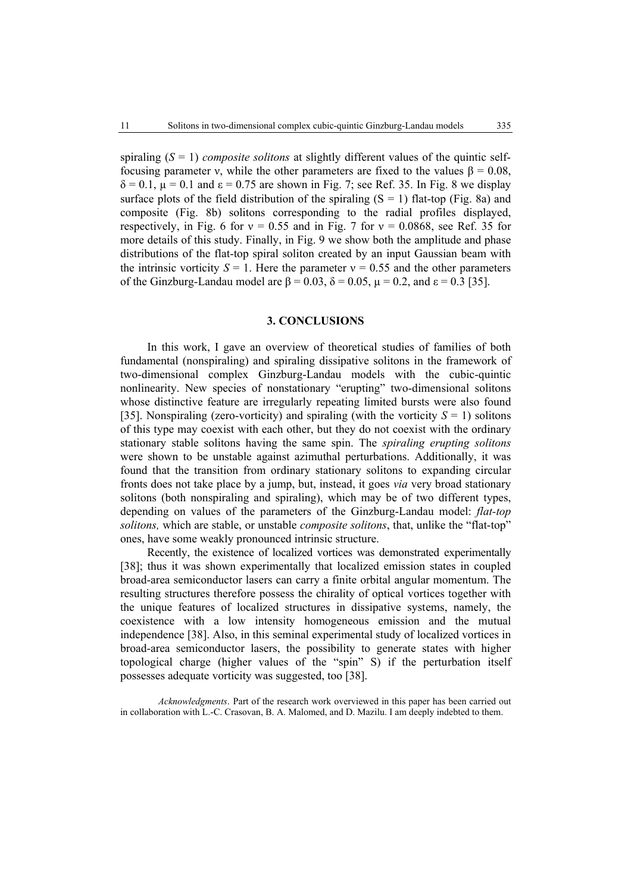spiraling ($S = 1$) *composite solitons* at slightly different values of the quintic self-focusing parameter $\nu$, while the other parameters are fixed to the values $\beta = 0.08$, $\delta = 0.1$, $\mu = 0.1$ and $\varepsilon = 0.75$ are shown in Fig. 7; see Ref. 35. In Fig. 8 we display surface plots of the field distribution of the spiraling ($S = 1$) flat-top (Fig. 8a) and composite (Fig. 8b) solitons corresponding to the radial profiles displayed, respectively, in Fig. 6 for $\nu = 0.55$ and in Fig. 7 for $\nu = 0.0868$, see Ref. 35 for more details of this study. Finally, in Fig. 9 we show both the amplitude and phase distributions of the flat-top spiral soliton created by an input Gaussian beam with the intrinsic vorticity $S = 1$. Here the parameter $\nu = 0.55$ and the other parameters of the Ginzburg-Landau model are $\beta = 0.03$, $\delta = 0.05$, $\mu = 0.2$, and $\varepsilon = 0.3$ [35].

## 3. CONCLUSIONS

In this work, I gave an overview of theoretical studies of families of both fundamental (nonspiraling) and spiraling dissipative solitons in the framework of two-dimensional complex Ginzburg-Landau models with the cubic-quintic nonlinearity. New species of nonstationary "erupting" two-dimensional solitons whose distinctive feature are irregularly repeating limited bursts were also found [35]. Nonspiraling (zero-vorticity) and spiraling (with the vorticity $S = 1$) solitons of this type may coexist with each other, but they do not coexist with the ordinary stationary stable solitons having the same spin. The *spiraling erupting solitons* were shown to be unstable against azimuthal perturbations. Additionally, it was found that the transition from ordinary stationary solitons to expanding circular fronts does not take place by a jump, but, instead, it goes *via* very broad stationary solitons (both nonspiraling and spiraling), which may be of two different types, depending on values of the parameters of the Ginzburg-Landau model: *flat-top solitons,* which are stable, or unstable *composite solitons*, that, unlike the "flat-top" ones, have some weakly pronounced intrinsic structure.

Recently, the existence of localized vortices was demonstrated experimentally [38]; thus it was shown experimentally that localized emission states in coupled broad-area semiconductor lasers can carry a finite orbital angular momentum. The resulting structures therefore possess the chirality of optical vortices together with the unique features of localized structures in dissipative systems, namely, the coexistence with a low intensity homogeneous emission and the mutual independence [38]. Also, in this seminal experimental study of localized vortices in broad-area semiconductor lasers, the possibility to generate states with higher topological charge (higher values of the "spin" S) if the perturbation itself possesses adequate vorticity was suggested, too [38].

*Acknowledgments*. Part of the research work overviewed in this paper has been carried out in collaboration with L.-C. Crasovan, B. A. Malomed, and D. Mazilu. I am deeply indebted to them.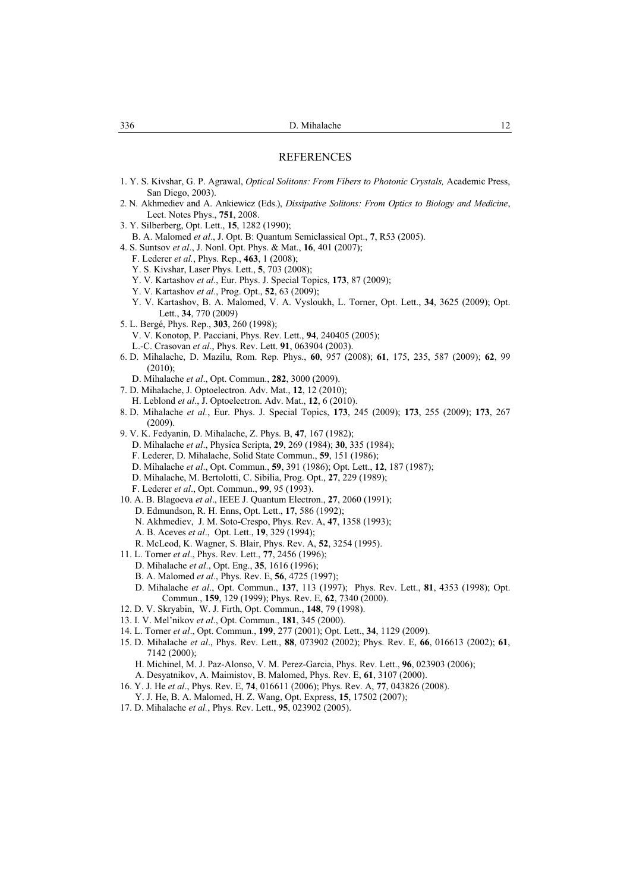## REFERENCES

1. Y. S. Kivshar, G. P. Agrawal, *Optical Solitons: From Fibers to Photonic Crystals,* Academic Press, San Diego, 2003).
2. N. Akhmediev and A. Ankiewicz (Eds.), *Dissipative Solitons: From Optics to Biology and Medicine*, Lect. Notes Phys., **751**, 2008.
3. Y. Silberberg, Opt. Lett., **15**, 1282 (1990);
   B. A. Malomed *et al*., J. Opt. B: Quantum Semiclassical Opt., **7**, R53 (2005).
4. S. Suntsov *et al*., J. Nonl. Opt. Phys. & Mat., **16**, 401 (2007);
   F. Lederer *et al*., Phys. Rep., **463**, 1 (2008);
   Y. S. Kivshar, Laser Phys. Lett., **5**, 703 (2008);
   Y. V. Kartashov *et al.*, Eur. Phys. J. Special Topics, **173**, 87 (2009);
   Y. V. Kartashov *et al.*, Prog. Opt., **52**, 63 (2009);
   Y. V. Kartashov, B. A. Malomed, V. A. Vysloukh, L. Torner, Opt. Lett., **34**, 3625 (2009); Opt. Lett., **34**, 770 (2009)
5. L. Bergé, Phys. Rep., **303**, 260 (1998);
   V. V. Konotop, P. Pacciani, Phys. Rev. Lett., **94**, 240405 (2005);
   L.-C. Crasovan *et al*., Phys. Rev. Lett. **91**, 063904 (2003).
6. D. Mihalache, D. Mazilu, Rom. Rep. Phys., **60**, 957 (2008); **61**, 175, 235, 587 (2009); **62**, 99 (2010);
   D. Mihalache *et al*., Opt. Commun., **282**, 3000 (2009).
7. D. Mihalache, J. Optoelectron. Adv. Mat., **12**, 12 (2010);
   H. Leblond *et al*., J. Optoelectron. Adv. Mat., **12**, 6 (2010).
8. D. Mihalache *et al.*, Eur. Phys. J. Special Topics, **173**, 245 (2009); **173**, 255 (2009); **173**, 267 (2009).
9. V. K. Fedyanin, D. Mihalache, Z. Phys. B, **47**, 167 (1982);
   D. Mihalache *et al*., Physica Scripta, **29**, 269 (1984); **30**, 335 (1984);
   F. Lederer, D. Mihalache, Solid State Commun., **59**, 151 (1986);
   D. Mihalache *et al*., Opt. Commun., **59**, 391 (1986); Opt. Lett., **12**, 187 (1987);
   D. Mihalache, M. Bertolotti, C. Sibilia, Prog. Opt., **27**, 229 (1989);
   F. Lederer *et al*., Opt. Commun., **99**, 95 (1993).
10. A. B. Blagoeva *et al*., IEEE J. Quantum Electron., **27**, 2060 (1991);
    D. Edmundson, R. H. Enns, Opt. Lett., **17**, 586 (1992);
    N. Akhmediev, J. M. Soto-Crespo, Phys. Rev. A, **47**, 1358 (1993);
    A. B. Aceves *et al*., Opt. Lett., **19**, 329 (1994);
    R. McLeod, K. Wagner, S. Blair, Phys. Rev. A, **52**, 3254 (1995).
11. L. Torner *et al*., Phys. Rev. Lett., **77**, 2456 (1996);
    D. Mihalache *et al*., Opt. Eng., **35**, 1616 (1996);
    B. A. Malomed *et al*., Phys. Rev. E, **56**, 4725 (1997);
    D. Mihalache *et al*., Opt. Commun., **137**, 113 (1997); Phys. Rev. Lett., **81**, 4353 (1998); Opt. Commun., **159**, 129 (1999); Phys. Rev. E, **62**, 7340 (2000).
12. D. V. Skryabin, W. J. Firth, Opt. Commun., **148**, 79 (1998).
13. I. V. Mel'nikov *et al*., Opt. Commun., **181**, 345 (2000).
14. L. Torner *et al*., Opt. Commun., **199**, 277 (2001); Opt. Lett., **34**, 1129 (2009).
15. D. Mihalache *et al*., Phys. Rev. Lett., **88**, 073902 (2002); Phys. Rev. E, **66**, 016613 (2002); **61**, 7142 (2000);
    H. Michinel, M. J. Paz-Alonso, V. M. Perez-Garcia, Phys. Rev. Lett., **96**, 023903 (2006);
    A. Desyatnikov, A. Maimistov, B. Malomed, Phys. Rev. E, **61**, 3107 (2000).
16. Y. J. He *et al*., Phys. Rev. E, **74**, 016611 (2006); Phys. Rev. A, **77**, 043826 (2008).
    Y. J. He, B. A. Malomed, H. Z. Wang, Opt. Express, **15**, 17502 (2007);
17. D. Mihalache *et al.*, Phys. Rev. Lett., **95**, 023902 (2005).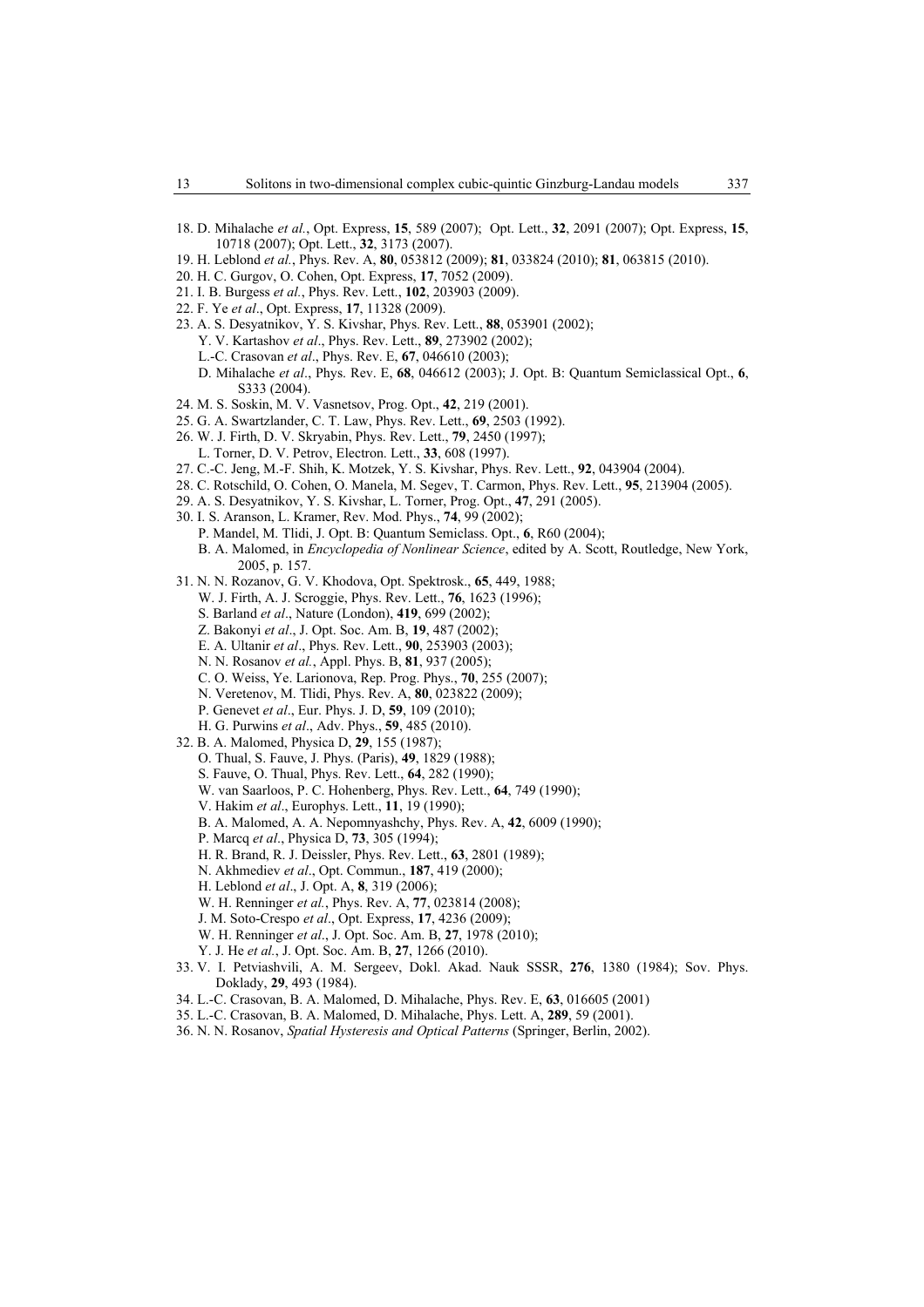18. D. Mihalache *et al.*, Opt. Express, **15**, 589 (2007); Opt. Lett., **32**, 2091 (2007); Opt. Express, **15**, 10718 (2007); Opt. Lett., **32**, 3173 (2007).
19. H. Leblond *et al.*, Phys. Rev. A, **80**, 053812 (2009); **81**, 033824 (2010); **81**, 063815 (2010).
20. H. C. Gurgov, O. Cohen, Opt. Express, **17**, 7052 (2009).
21. I. B. Burgess *et al.*, Phys. Rev. Lett., **102**, 203903 (2009).
22. F. Ye *et al*., Opt. Express, **17**, 11328 (2009).
23. A. S. Desyatnikov, Y. S. Kivshar, Phys. Rev. Lett., **88**, 053901 (2002);
    Y. V. Kartashov *et al*., Phys. Rev. Lett., **89**, 273902 (2002);
    L.-C. Crasovan *et al*., Phys. Rev. E, **67**, 046610 (2003);
    D. Mihalache *et al*., Phys. Rev. E, **68**, 046612 (2003); J. Opt. B: Quantum Semiclassical Opt., **6**, S333 (2004).
24. M. S. Soskin, M. V. Vasnetsov, Prog. Opt., **42**, 219 (2001).
25. G. A. Swartzlander, C. T. Law, Phys. Rev. Lett., **69**, 2503 (1992).
26. W. J. Firth, D. V. Skryabin, Phys. Rev. Lett., **79**, 2450 (1997);
    L. Torner, D. V. Petrov, Electron. Lett., **33**, 608 (1997).
27. C.-C. Jeng, M.-F. Shih, K. Motzek, Y. S. Kivshar, Phys. Rev. Lett., **92**, 043904 (2004).
28. C. Rotschild, O. Cohen, O. Manela, M. Segev, T. Carmon, Phys. Rev. Lett., **95**, 213904 (2005).
29. A. S. Desyatnikov, Y. S. Kivshar, L. Torner, Prog. Opt., **47**, 291 (2005).
30. I. S. Aranson, L. Kramer, Rev. Mod. Phys., **74**, 99 (2002);
    P. Mandel, M. Tlidi, J. Opt. B: Quantum Semiclass. Opt., **6**, R60 (2004);
    B. A. Malomed, in *Encyclopedia of Nonlinear Science*, edited by A. Scott, Routledge, New York, 2005, p. 157.
31. N. N. Rozanov, G. V. Khodova, Opt. Spektrosk., **65**, 449, 1988;
    W. J. Firth, A. J. Scroggie, Phys. Rev. Lett., **76**, 1623 (1996);
    S. Barland *et al*., Nature (London), **419**, 699 (2002);
    Z. Bakonyi *et al*., J. Opt. Soc. Am. B, **19**, 487 (2002);
    E. A. Ultanir *et al*., Phys. Rev. Lett., **90**, 253903 (2003);
    N. N. Rosanov *et al.*, Appl. Phys. B, **81**, 937 (2005);
    C. O. Weiss, Ye. Larionova, Rep. Prog. Phys., **70**, 255 (2007);
    N. Veretenov, M. Tlidi, Phys. Rev. A, **80**, 023822 (2009);
    P. Genevet *et al*., Eur. Phys. J. D, **59**, 109 (2010);
    H. G. Purwins *et al*., Adv. Phys., **59**, 485 (2010).
32. B. A. Malomed, Physica D, **29**, 155 (1987);
    O. Thual, S. Fauve, J. Phys. (Paris), **49**, 1829 (1988);
    S. Fauve, O. Thual, Phys. Rev. Lett., **64**, 282 (1990);
    W. van Saarloos, P. C. Hohenberg, Phys. Rev. Lett., **64**, 749 (1990);
    V. Hakim *et al*., Europhys. Lett., **11**, 19 (1990);
    B. A. Malomed, A. A. Nepomnyashchy, Phys. Rev. A, **42**, 6009 (1990);
    P. Marcq *et al*., Physica D, **73**, 305 (1994);
    H. R. Brand, R. J. Deissler, Phys. Rev. Lett., **63**, 2801 (1989);
    N. Akhmediev *et al*., Opt. Commun., **187**, 419 (2000);
    H. Leblond *et al*., J. Opt. A, **8**, 319 (2006);
    W. H. Renninger *et al.*, Phys. Rev. A, **77**, 023814 (2008);
    J. M. Soto-Crespo *et al*., Opt. Express, **17**, 4236 (2009);
    W. H. Renninger *et al*., J. Opt. Soc. Am. B, **27**, 1978 (2010);
    Y. J. He *et al.*, J. Opt. Soc. Am. B, **27**, 1266 (2010).
33. V. I. Petviashvili, A. M. Sergeev, Dokl. Akad. Nauk SSSR, **276**, 1380 (1984); Sov. Phys. Doklady, **29**, 493 (1984).
34. L.-C. Crasovan, B. A. Malomed, D. Mihalache, Phys. Rev. E, **63**, 016605 (2001)
35. L.-C. Crasovan, B. A. Malomed, D. Mihalache, Phys. Lett. A, **289**, 59 (2001).
36. N. N. Rosanov, *Spatial Hysteresis and Optical Patterns* (Springer, Berlin, 2002).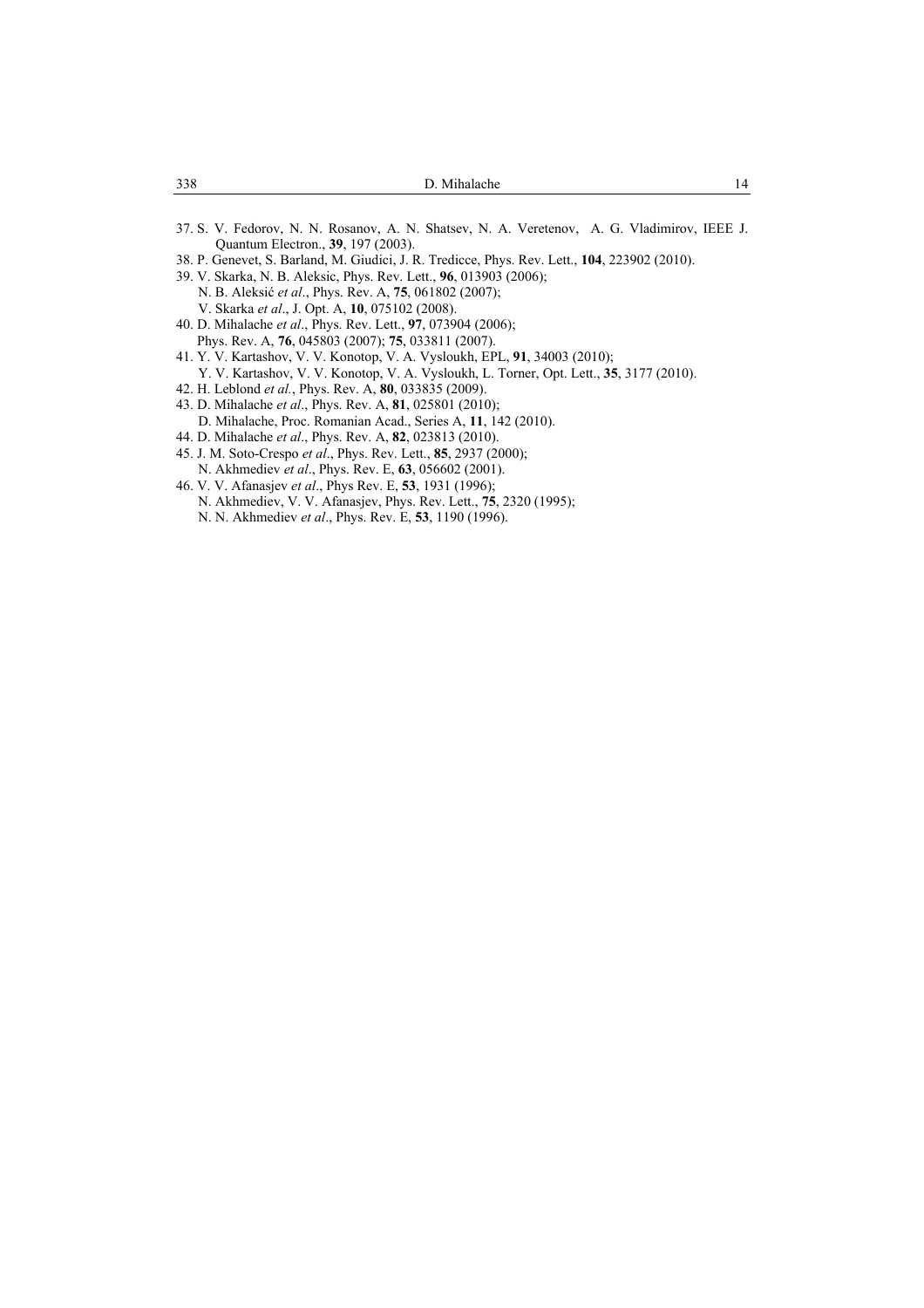37. S. V. Fedorov, N. N. Rosanov, A. N. Shatsev, N. A. Veretenov, A. G. Vladimirov, IEEE J. Quantum Electron., **39**, 197 (2003).
38. P. Genevet, S. Barland, M. Giudici, J. R. Tredicce, Phys. Rev. Lett., **104**, 223902 (2010).
39. V. Skarka, N. B. Aleksic, Phys. Rev. Lett., **96**, 013903 (2006);
    N. B. Aleksić *et al*., Phys. Rev. A, **75**, 061802 (2007);
    V. Skarka *et al*., J. Opt. A, **10**, 075102 (2008).
40. D. Mihalache *et al*., Phys. Rev. Lett., **97**, 073904 (2006);
    Phys. Rev. A, **76**, 045803 (2007); **75**, 033811 (2007).
41. Y. V. Kartashov, V. V. Konotop, V. A. Vysloukh, EPL, **91**, 34003 (2010);
    Y. V. Kartashov, V. V. Konotop, V. A. Vysloukh, L. Torner, Opt. Lett., **35**, 3177 (2010).
42. H. Leblond *et al.*, Phys. Rev. A, **80**, 033835 (2009).
43. D. Mihalache *et al*., Phys. Rev. A, **81**, 025801 (2010);
    D. Mihalache, Proc. Romanian Acad., Series A, **11**, 142 (2010).
44. D. Mihalache *et al*., Phys. Rev. A, **82**, 023813 (2010).
45. J. M. Soto-Crespo *et al*., Phys. Rev. Lett., **85**, 2937 (2000);
    N. Akhmediev *et al*., Phys. Rev. E, **63**, 056602 (2001).
46. V. V. Afanasjev *et al*., Phys Rev. E, **53**, 1931 (1996);
    N. Akhmediev, V. V. Afanasjev, Phys. Rev. Lett., **75**, 2320 (1995);
    N. N. Akhmediev *et al*., Phys. Rev. E, **53**, 1190 (1996).